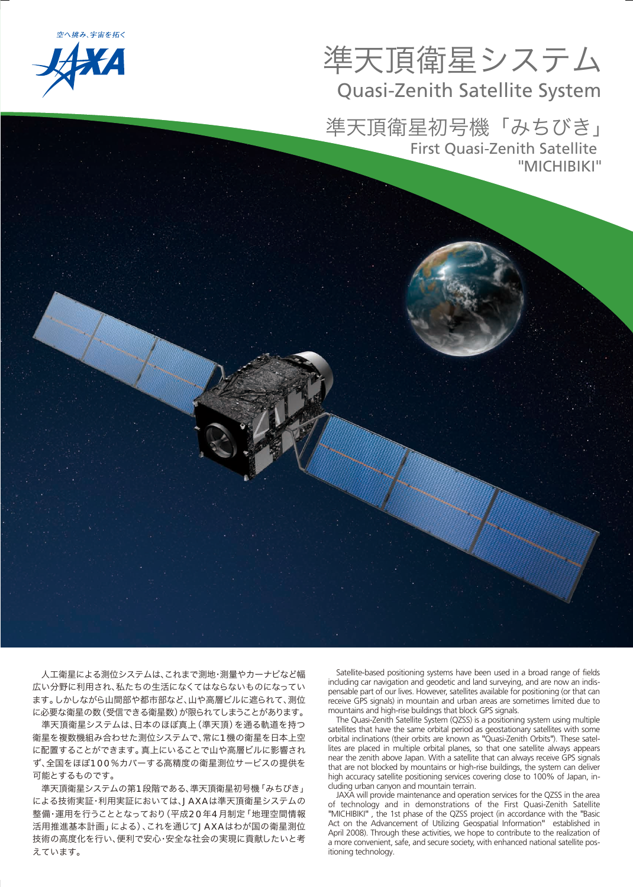空へ挑み、宇宙を拓く

JAXA

# 準天頂衛星システム
# Quasi-Zenith Satellite System

## 準天頂衛星初号機「みちびき」
## First Quasi-Zenith Satellite "MICHIBIKI"

人工衛星による測位システムは、これまで測地・測量やカーナビなど幅広い分野に利用され、私たちの生活になくてはならないものになっています。しかしながら山間部や都市部など、山や高層ビルに遮られて、測位に必要な衛星の数（受信できる衛星数）が限られてしまうことがあります。

準天頂衛星システムは、日本のほぼ真上（準天頂）を通る軌道を持つ衛星を複数機組み合わせた測位システムで、常に1機の衛星を日本上空に配置することができます。真上にいることで山や高層ビルに影響されず、全国をほぼ100％カバーする高精度の衛星測位サービスの提供を可能とするものです。

準天頂衛星システムの第1段階である、準天頂衛星初号機「みちびき」による技術実証・利用実証においては、JAXAは準天頂衛星システムの整備・運用を行うこととなっており（平成20年4月制定「地理空間情報活用推進基本計画」による）、これを通じてJAXAはわが国の衛星測位技術の高度化を行い、便利で安心・安全な社会の実現に貢献したいと考えています。

Satellite-based positioning systems have been used in a broad range of fields including car navigation and geodetic and land surveying, and are now an indispensable part of our lives. However, satellites available for positioning (or that can receive GPS signals) in mountain and urban areas are sometimes limited due to mountains and high-rise buildings that block GPS signals.

The Quasi-Zenith Satellite System (QZSS) is a positioning system using multiple satellites that have the same orbital period as geostationary satellites with some orbital inclinations (their orbits are known as "Quasi-Zenith Orbits"). These satellites are placed in multiple orbital planes, so that one satellite always appears near the zenith above Japan. With a satellite that can always receive GPS signals that are not blocked by mountains or high-rise buildings, the system can deliver high accuracy satellite positioning services covering close to 100% of Japan, including urban canyon and mountain terrain.

JAXA will provide maintenance and operation services for the QZSS in the area of technology and in demonstrations of the First Quasi-Zenith Satellite "MICHIBIKI", the 1st phase of the QZSS project (in accordance with the "Basic Act on the Advancement of Utilizing Geospatial Information" established in April 2008). Through these activities, we hope to contribute to the realization of a more convenient, safe, and secure society, with enhanced national satellite positioning technology.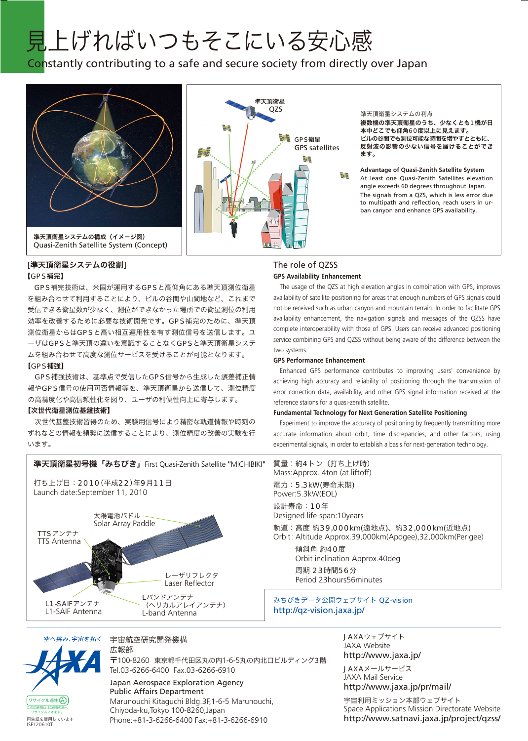# 見上げればいつもそこにいる安心感

Constantly contributing to a safe and secure society from directly over Japan

準天頂衛星システムの構成（イメージ図）
Quasi-Zenith Satellite System (Concept)

準天頂衛星
QZS

GPS衛星
GPS satellites

準天頂衛星システムの利点

**複数機の準天頂衛星のうち、少なくとも1機が日本中どこでも仰角60度以上に見えます。ビルの谷間でも測位可能な時間を増やすとともに、反射波の影響の少ない信号を届けることができます。**

**Advantage of Quasi-Zenith Satellite System**

At least one Quasi-Zenith Satellites elevation angle exceeds 60 degrees throughout Japan. The signals from a QZS, which is less error due to multipath and reflection, reach users in urban canyon and enhance GPS availability.

## [準天頂衛星システムの役割]

**【GPS補完】**

GPS補完技術は、米国が運用するGPSと高仰角にある準天頂測位衛星を組み合わせて利用することにより、ビルの谷間や山間地など、これまで受信できる衛星数が少なく、測位ができなかった場所での衛星測位の利用効率を改善するために必要な技術開発です。GPS補完のために、準天頂測位衛星からはGPSと高い相互運用性を有す測位信号を送信します。ユーザはGPSと準天頂の違いを意識することなくGPSと準天頂衛星システムを組み合わせて高度な測位サービスを受けることが可能となります。

**【GPS補強】**

GPS補強技術は、基準点で受信したGPS信号から生成した誤差補正情報やGPS信号の使用可否情報等を、準天頂衛星から送信して、測位精度の高精度化や高信頼性化を図り、ユーザの利便性向上に寄与します。

**【次世代衛星測位基盤技術】**

次世代基盤技術習得のため、実験用信号により精密な軌道情報や時刻のずれなどの情報を頻繁に送信することにより、測位精度の改善の実験を行います。

## The role of QZSS

**GPS Availability Enhancement**

The usage of the QZS at high elevation angles in combination with GPS, improves availability of satellite positioning for areas that enough numbers of GPS signals could not be received such as urban canyon and mountain terrain. In order to facilitate GPS availability enhancement, the navigation signals and messages of the QZSS have complete interoperability with those of GPS. Users can receive advanced positioning service combining GPS and QZSS without being aware of the difference between the two systems.

**GPS Performance Enhancement**

Enhanced GPS performance contributes to improving users' convenience by achieving high accuracy and reliability of positioning through the transmission of error correction data, availability, and other GPS signal information received at the reference staions for a quasi-zenith satellite.

**Fundamental Technology for Next Generation Satellite Positioning**

Experiment to improve the accuracy of positioning by frequently transmitting more accurate information about orbit, time discrepancies, and other factors, using experimental signals, in order to establish a basis for next-generation technology.

## 準天頂衛星初号機「みちびき」First Quasi-Zenith Satellite "MICHIBIKI"

打ち上げ日：2010(平成22)年9月11日
Launch date:September 11, 2010

太陽電池パドル
Solar Array Paddle

TTSアンテナ
TTS Antenna

レーザリフレクタ
Laser Reflector

L1-SAIFアンテナ
L1-SAIF Antenna

Lバンドアンテナ（ヘリカルアレイアンテナ）
L-band Antenna

質量：約4トン（打ち上げ時）
Mass:Approx. 4ton (at liftoff)

電力：5.3kW(寿命末期)
Power:5.3kW(EOL)

設計寿命：10年
Designed life span:10years

軌道：高度 約39,000km(遠地点)、約32,000km(近地点)
Orbit : Altitude Approx.39,000km(Apogee),32,000km(Perigee)

傾斜角 約40度
Orbit inclination Approx.40deg

周期 23時間56分
Period 23hours56minutes

みちびきデータ公開ウェブサイト QZ-vision
http://qz-vision.jaxa.jp/

---

空へ挑み、宇宙を拓く
JAXA

宇宙航空研究開発機構
広報部
〒100-8260 東京都千代田区丸の内1-6-5丸の内北口ビルディング3階
Tel.03-6266-6400 Fax.03-6266-6910

Japan Aerospace Exploration Agency
Public Affairs Department
Marunouchi Kitaguchi Bldg.3F,1-6-5 Marunouchi,
Chiyoda-ku,Tokyo 100-8260,Japan
Phone:+81-3-6266-6400 Fax:+81-3-6266-6910

JAXAウェブサイト
JAXA Website
http://www.jaxa.jp/

JAXAメールサービス
JAXA Mail Service
http://www.jaxa.jp/pr/mail/

宇宙利用ミッション本部ウェブサイト
Space Applications Mission Directorate Website
http://www.satnavi.jaxa.jp/project/qzss/

リサイクル適性 Ⓐ
この印刷物は、印刷用の紙へリサイクルできます。
再生紙を使用しています
JSF120610T